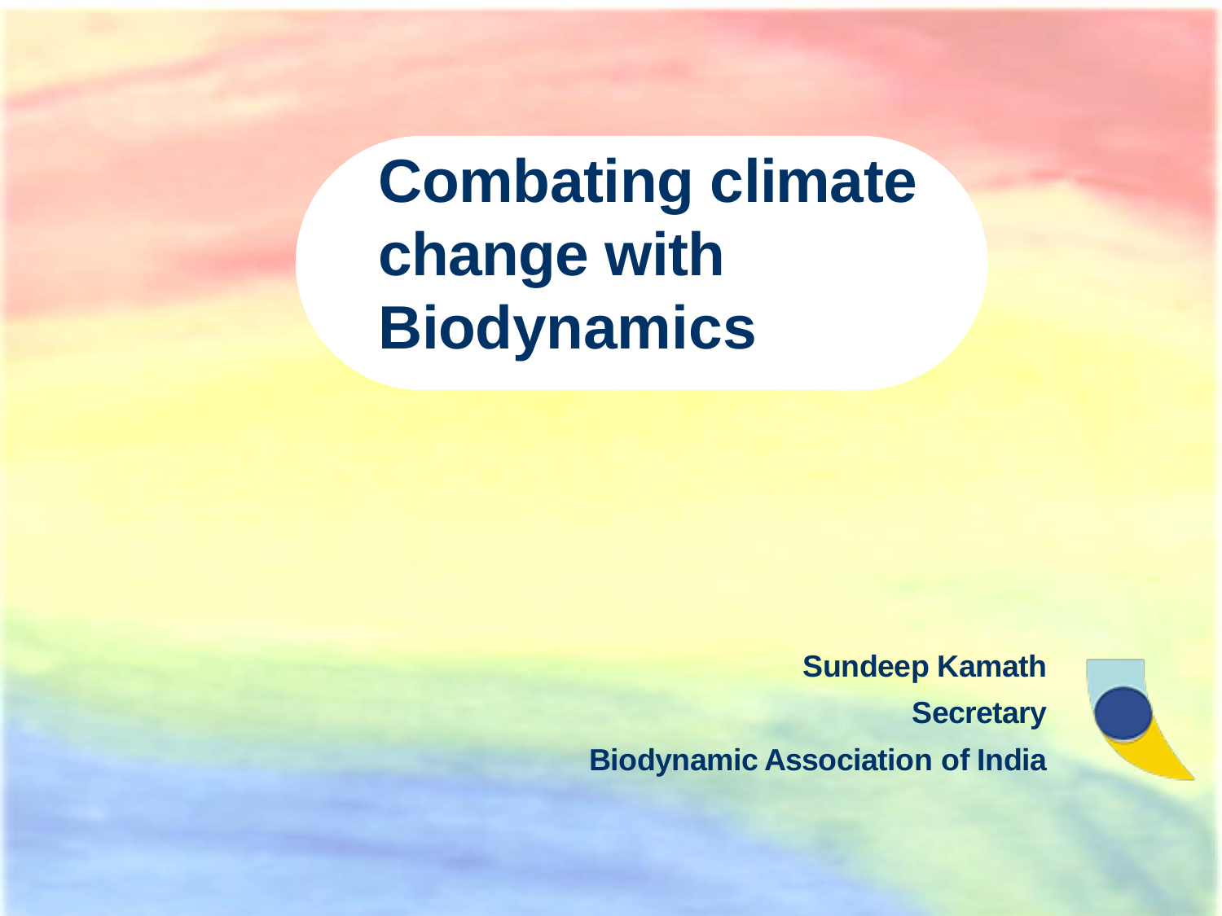# Combating climate change with Biodynamics

**Sundeep Kamath**

**Secretary**

**Biodynamic Association of India**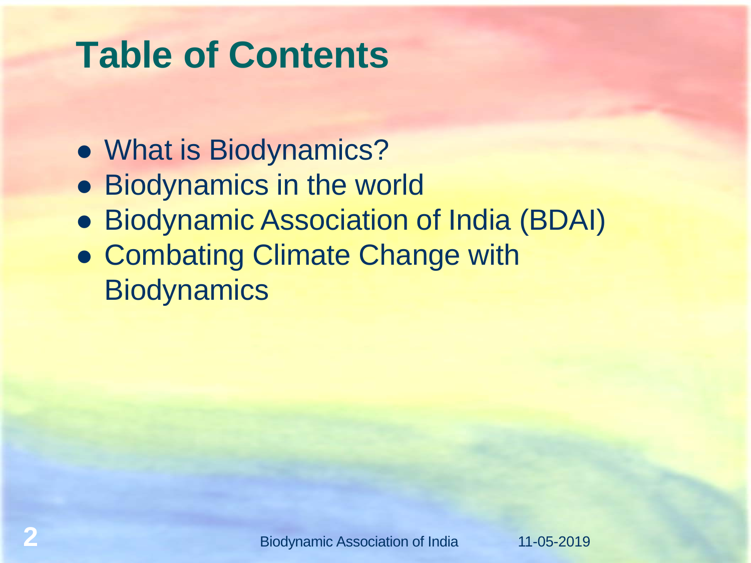# Table of Contents

- What is Biodynamics?
- Biodynamics in the world
- Biodynamic Association of India (BDAI)
- Combating Climate Change with Biodynamics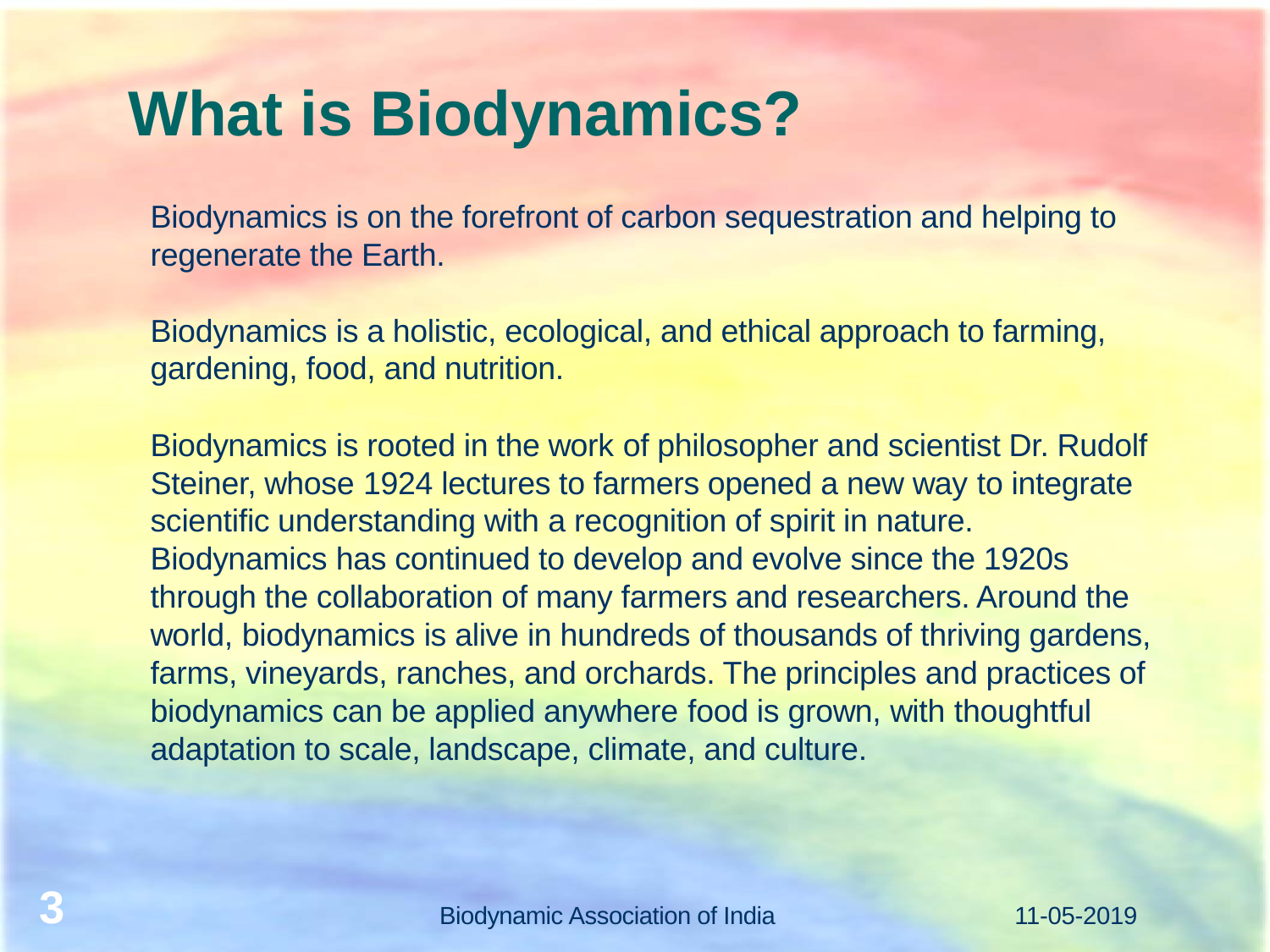# What is Biodynamics?

Biodynamics is on the forefront of carbon sequestration and helping to regenerate the Earth.

Biodynamics is a holistic, ecological, and ethical approach to farming, gardening, food, and nutrition.

Biodynamics is rooted in the work of philosopher and scientist Dr. Rudolf Steiner, whose 1924 lectures to farmers opened a new way to integrate scientific understanding with a recognition of spirit in nature. Biodynamics has continued to develop and evolve since the 1920s through the collaboration of many farmers and researchers. Around the world, biodynamics is alive in hundreds of thousands of thriving gardens, farms, vineyards, ranches, and orchards. The principles and practices of biodynamics can be applied anywhere food is grown, with thoughtful adaptation to scale, landscape, climate, and culture.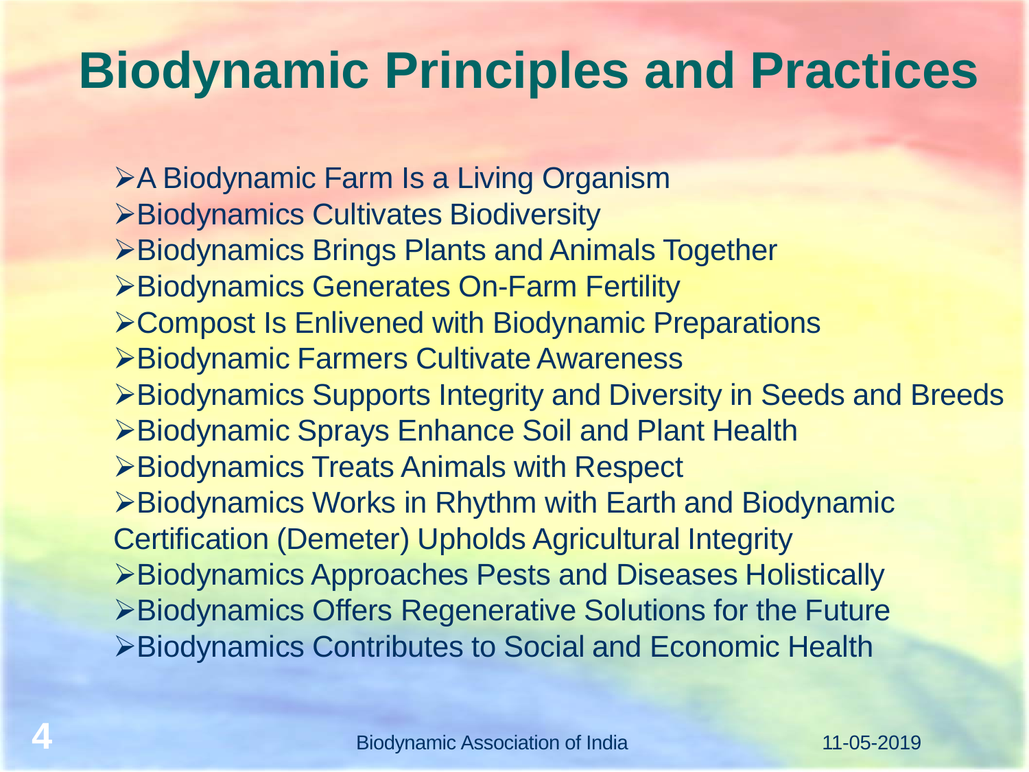# Biodynamic Principles and Practices

- A Biodynamic Farm Is a Living Organism
- Biodynamics Cultivates Biodiversity
- Biodynamics Brings Plants and Animals Together
- Biodynamics Generates On-Farm Fertility
- Compost Is Enlivened with Biodynamic Preparations
- Biodynamic Farmers Cultivate Awareness
- Biodynamics Supports Integrity and Diversity in Seeds and Breeds
- Biodynamic Sprays Enhance Soil and Plant Health
- Biodynamics Treats Animals with Respect
- Biodynamics Works in Rhythm with Earth and Biodynamic Certification (Demeter) Upholds Agricultural Integrity
- Biodynamics Approaches Pests and Diseases Holistically
- Biodynamics Offers Regenerative Solutions for the Future
- Biodynamics Contributes to Social and Economic Health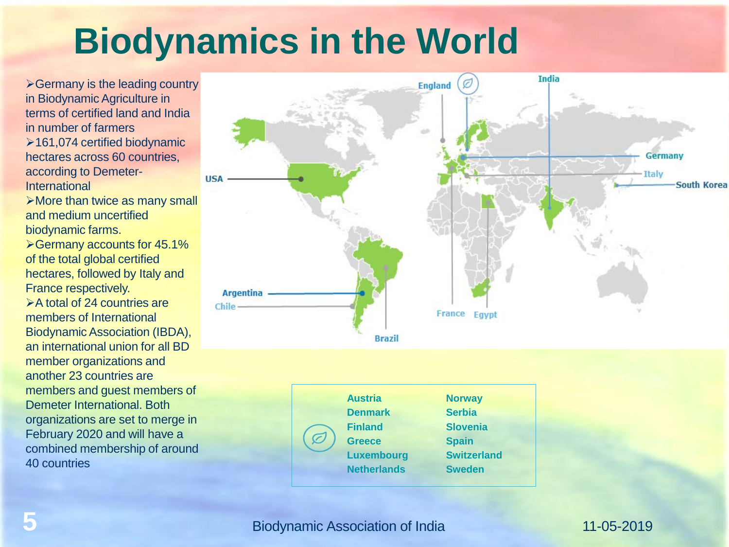# Biodynamics in the World

- Germany is the leading country in Biodynamic Agriculture in terms of certified land and India in number of farmers
- 161,074 certified biodynamic hectares across 60 countries, according to Demeter-International
- More than twice as many small and medium uncertified biodynamic farms.
- Germany accounts for 45.1% of the total global certified hectares, followed by Italy and France respectively.
- A total of 24 countries are members of International Biodynamic Association (IBDA), an international union for all BD member organizations and another 23 countries are members and guest members of Demeter International. Both organizations are set to merge in February 2020 and will have a combined membership of around 40 countries

England, India, Germany, Italy, South Korea, USA, Argentina, Chile, Brazil, France, Egypt

| | |
|---|---|
| Austria | Norway |
| Denmark | Serbia |
| Finland | Slovenia |
| Greece | Spain |
| Luxembourg | Switzerland |
| Netherlands | Sweden |

Biodynamic Association of India 11-05-2019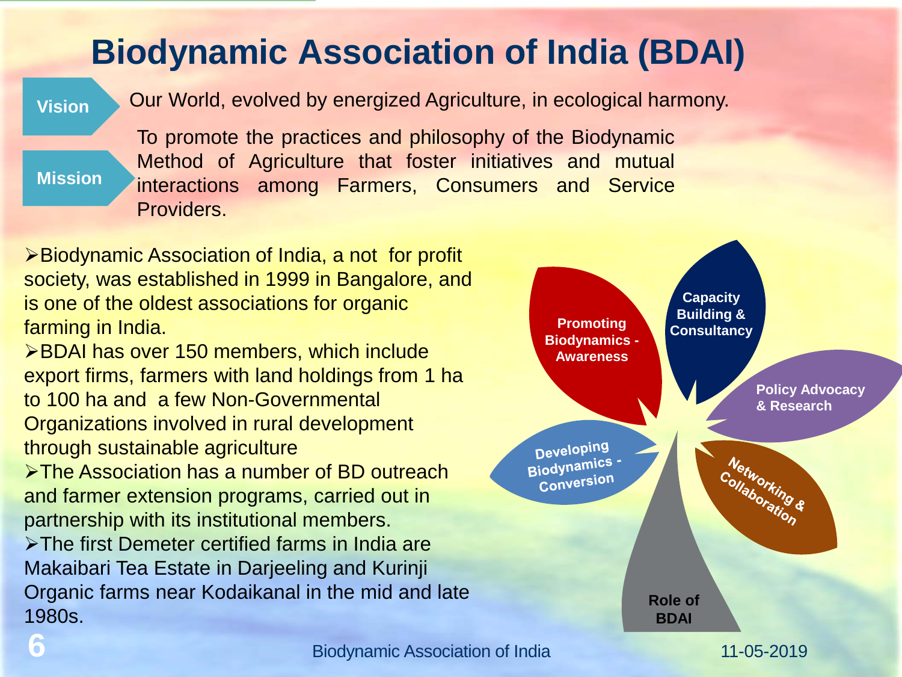# Biodynamic Association of India (BDAI)

**Vision** Our World, evolved by energized Agriculture, in ecological harmony.

**Mission** To promote the practices and philosophy of the Biodynamic Method of Agriculture that foster initiatives and mutual interactions among Farmers, Consumers and Service Providers.

- Biodynamic Association of India, a not for profit society, was established in 1999 in Bangalore, and is one of the oldest associations for organic farming in India.
- BDAI has over 150 members, which include export firms, farmers with land holdings from 1 ha to 100 ha and a few Non-Governmental Organizations involved in rural development through sustainable agriculture
- The Association has a number of BD outreach and farmer extension programs, carried out in partnership with its institutional members.
- The first Demeter certified farms in India are Makaibari Tea Estate in Darjeeling and Kurinji Organic farms near Kodaikanal in the mid and late 1980s.

**Role of BDAI**

- Promoting Biodynamics - Awareness
- Capacity Building & Consultancy
- Policy Advocacy & Research
- Networking & Collaboration
- Developing Biodynamics - Conversion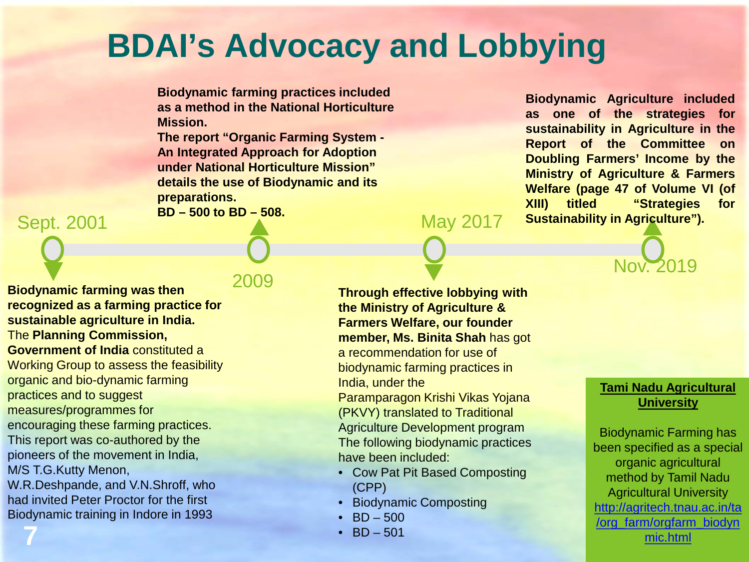# BDAI's Advocacy and Lobbying

## Sept. 2001

**Biodynamic farming was then recognized as a farming practice for sustainable agriculture in India.**

The **Planning Commission, Government of India** constituted a Working Group to assess the feasibility organic and bio-dynamic farming practices and to suggest measures/programmes for encouraging these farming practices. This report was co-authored by the pioneers of the movement in India, M/S T.G.Kutty Menon, W.R.Deshpande, and V.N.Shroff, who had invited Peter Proctor for the first Biodynamic training in Indore in 1993

## 2009

**Biodynamic farming practices included as a method in the National Horticulture Mission.**

**The report "Organic Farming System - An Integrated Approach for Adoption under National Horticulture Mission" details the use of Biodynamic and its preparations.**

**BD – 500 to BD – 508.**

## May 2017

**Through effective lobbying with the Ministry of Agriculture & Farmers Welfare, our founder member, Ms. Binita Shah** has got a recommendation for use of biodynamic farming practices in India, under the Paramparagon Krishi Vikas Yojana (PKVY) translated to Traditional Agriculture Development program

The following biodynamic practices have been included:

- Cow Pat Pit Based Composting (CPP)
- Biodynamic Composting
- BD – 500
- BD – 501

## Nov. 2019

**Biodynamic Agriculture included as one of the strategies for sustainability in Agriculture in the Report of the Committee on Doubling Farmers' Income by the Ministry of Agriculture & Farmers Welfare (page 47 of Volume VI (of XIII) titled "Strategies for Sustainability in Agriculture").**

**Tami Nadu Agricultural University**

Biodynamic Farming has been specified as a special organic agricultural method by Tamil Nadu Agricultural University http://agritech.tnau.ac.in/ta/org_farm/orgfarm_biodynmic.html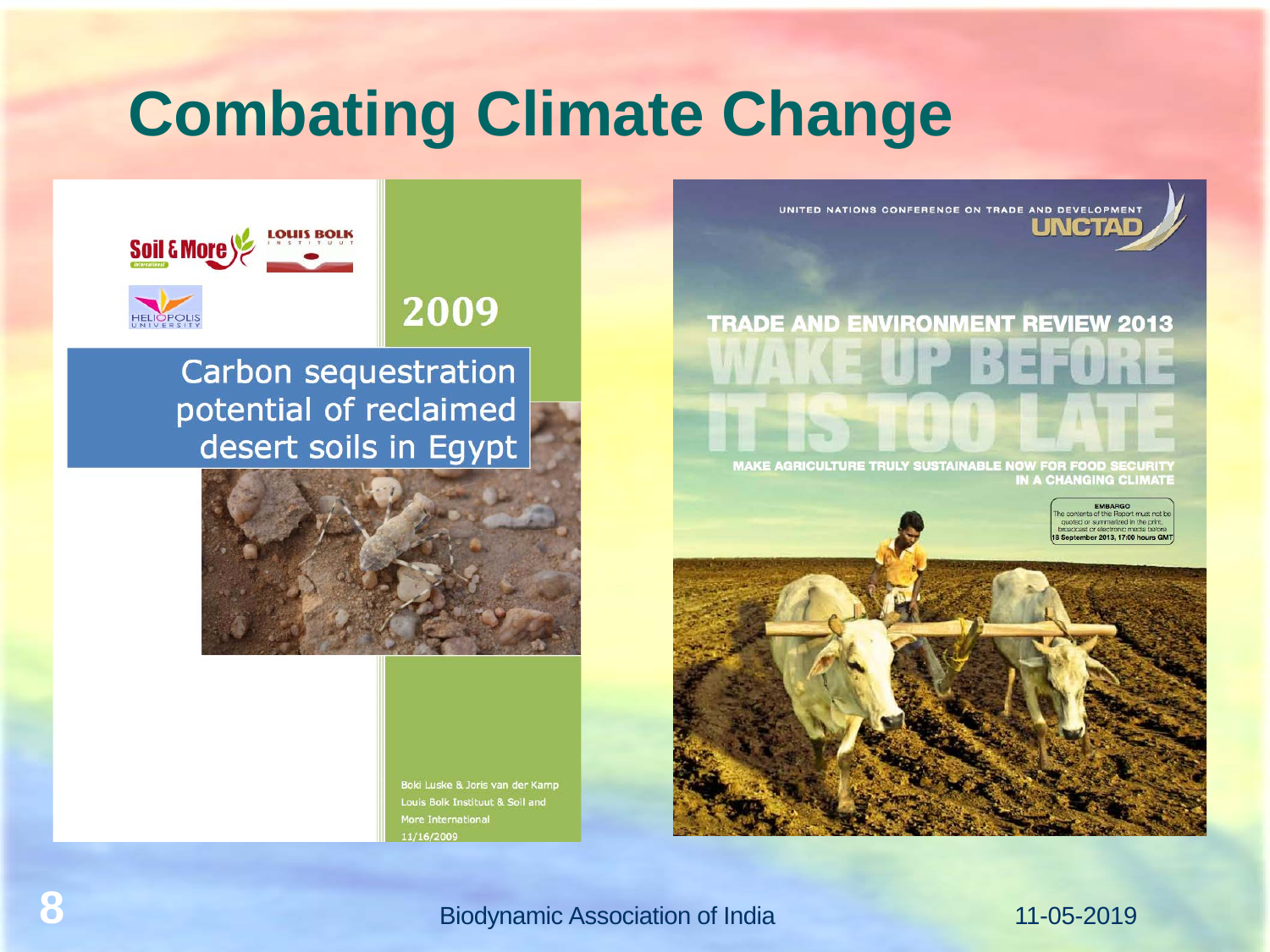# Combating Climate Change

Soil & More International

LOUIS BOLK INSTITUUT

HELIOPOLIS UNIVERSITY

2009

Carbon sequestration potential of reclaimed desert soils in Egypt

Boki Luske & Joris van der Kamp
Louis Bolk Instituut & Soil and More International
11/16/2009

UNITED NATIONS CONFERENCE ON TRADE AND DEVELOPMENT
UNCTAD

TRADE AND ENVIRONMENT REVIEW 2013

WAKE UP BEFORE IT IS TOO LATE

MAKE AGRICULTURE TRULY SUSTAINABLE NOW FOR FOOD SECURITY IN A CHANGING CLIMATE

EMBARGO
The contents of the Report must not be quoted or summarized in the print, broadcast or electronic media before 18 September 2013, 17:00 hours GMT

Biodynamic Association of India

11-05-2019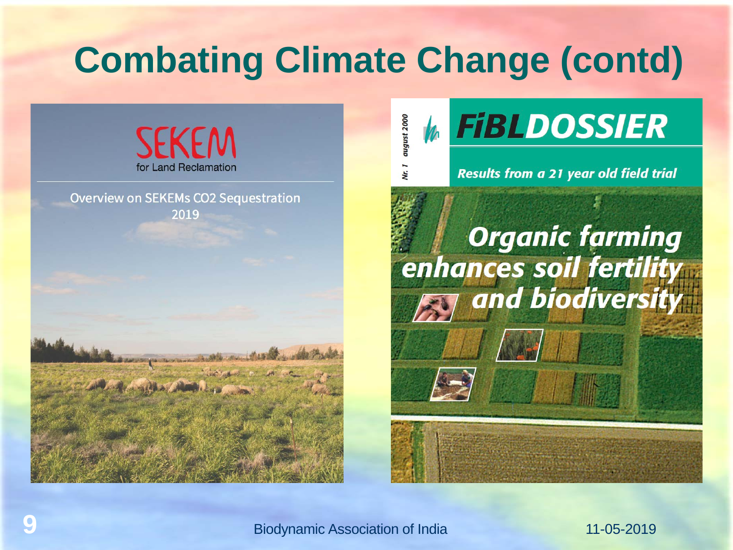# Combating Climate Change (contd)

SEKEM

for Land Reclamation

Overview on SEKEMs $CO_2$ Sequestration 2019

Nr. 1 august 2000

**FiBLDOSSIER**

*Results from a 21 year old field trial*

*Organic farming enhances soil fertility and biodiversity*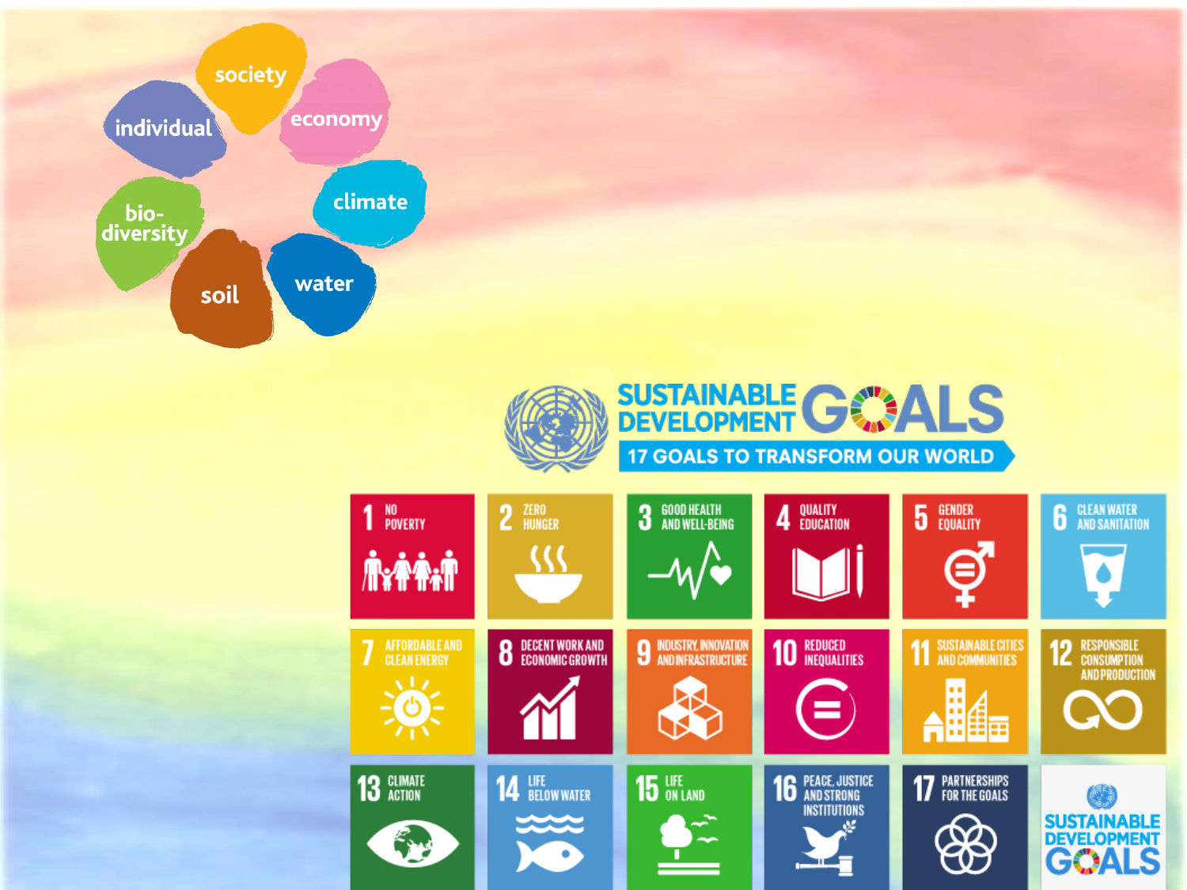society

economy

individual

climate

bio-diversity

soil

water

SUSTAINABLE DEVELOPMENT GOALS

17 GOALS TO TRANSFORM OUR WORLD

1 NO POVERTY

2 ZERO HUNGER

3 GOOD HEALTH AND WELL-BEING

4 QUALITY EDUCATION

5 GENDER EQUALITY

6 CLEAN WATER AND SANITATION

7 AFFORDABLE AND CLEAN ENERGY

8 DECENT WORK AND ECONOMIC GROWTH

9 INDUSTRY, INNOVATION AND INFRASTRUCTURE

10 REDUCED INEQUALITIES

11 SUSTAINABLE CITIES AND COMMUNITIES

12 RESPONSIBLE CONSUMPTION AND PRODUCTION

13 CLIMATE ACTION

14 LIFE BELOW WATER

15 LIFE ON LAND

16 PEACE, JUSTICE AND STRONG INSTITUTIONS

17 PARTNERSHIPS FOR THE GOALS

SUSTAINABLE DEVELOPMENT GOALS